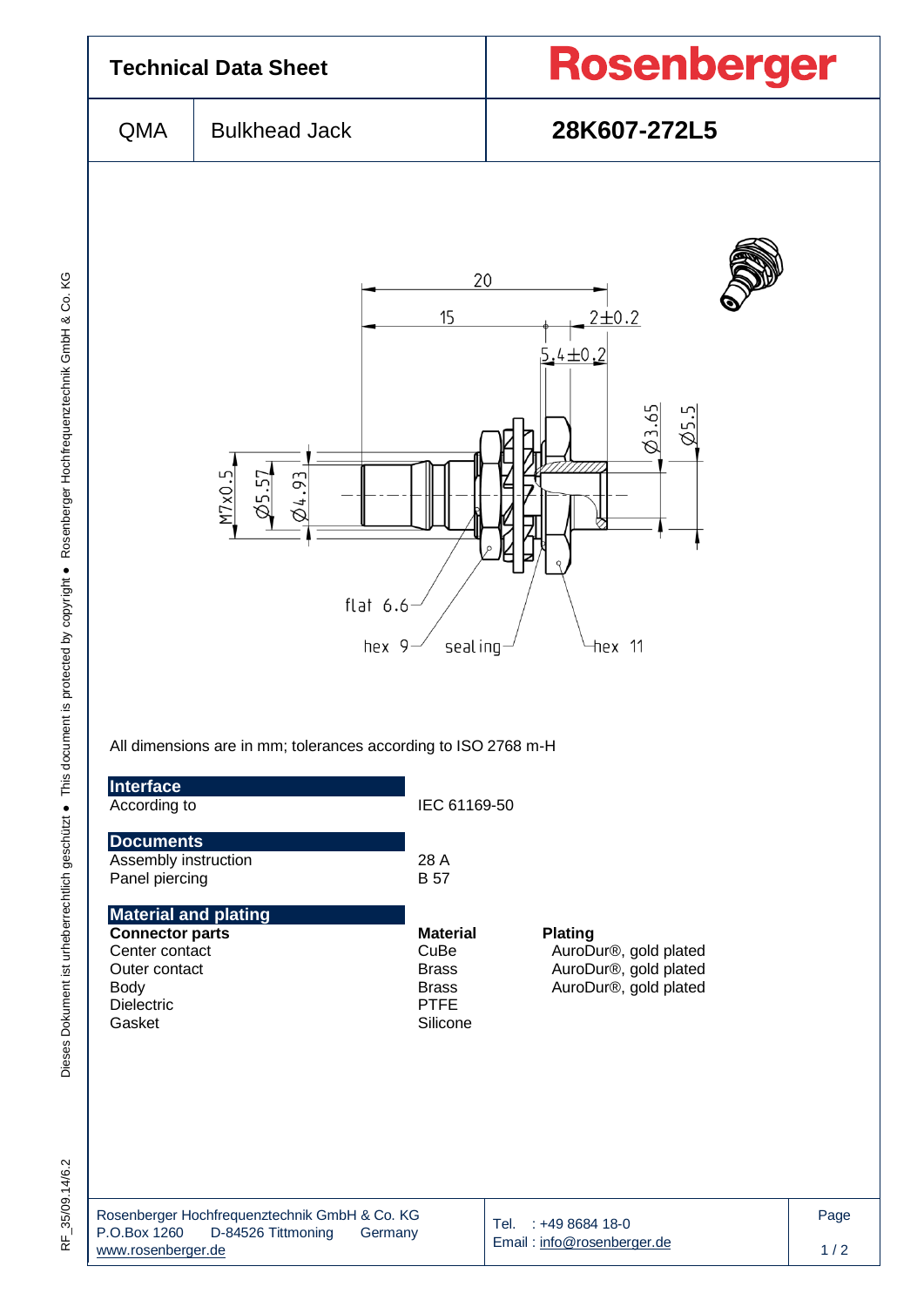# Technical Data Sheet

**Rosenberger**

| QMA | Bulkhead Jack | **28K607-272L5** |
|---|---|---|

All dimensions are in mm; tolerances according to ISO 2768 m-H

## Interface

| | |
|---|---|
| According to | IEC 61169-50 |

## Documents

| | |
|---|---|
| Assembly instruction | 28 A |
| Panel piercing | B 57 |

## Material and plating

| **Connector parts** | **Material** | **Plating** |
|---|---|---|
| Center contact | CuBe | AuroDur®, gold plated |
| Outer contact | Brass | AuroDur®, gold plated |
| Body | Brass | AuroDur®, gold plated |
| Dielectric | PTFE | |
| Gasket | Silicone | |

Rosenberger Hochfrequenztechnik GmbH & Co. KG
P.O.Box 1260 D-84526 Tittmoning Germany
www.rosenberger.de

Tel. : +49 8684 18-0
Email : info@rosenberger.de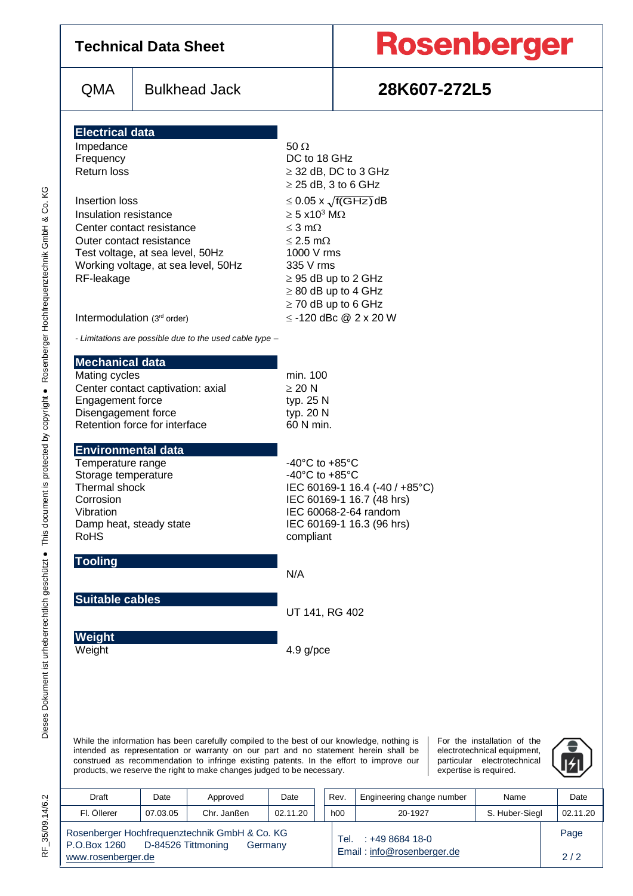# Technical Data Sheet

**Rosenberger**

| QMA | Bulkhead Jack | 28K607-272L5 |
|---|---|---|

## Electrical data

| | |
|---|---|
| Impedance | 50 Ω |
| Frequency | DC to 18 GHz |
| Return loss | ≥ 32 dB, DC to 3 GHz<br>≥ 25 dB, 3 to 6 GHz |
| Insertion loss | ≤ $0.05 \times \sqrt{f(GHz)}$ dB |
| Insulation resistance | ≥ $5 \times 10^3$ MΩ |
| Center contact resistance | ≤ 3 mΩ |
| Outer contact resistance | ≤ 2.5 mΩ |
| Test voltage, at sea level, 50Hz | 1000 V rms |
| Working voltage, at sea level, 50Hz | 335 V rms |
| RF-leakage | ≥ 95 dB up to 2 GHz<br>≥ 80 dB up to 4 GHz<br>≥ 70 dB up to 6 GHz |
| Intermodulation (3rd order) | ≤ -120 dBc @ 2 x 20 W |

*- Limitations are possible due to the used cable type –*

## Mechanical data

| | |
|---|---|
| Mating cycles | min. 100 |
| Center contact captivation: axial | ≥ 20 N |
| Engagement force | typ. 25 N |
| Disengagement force | typ. 20 N |
| Retention force for interface | 60 N min. |

## Environmental data

| | |
|---|---|
| Temperature range | -40°C to +85°C |
| Storage temperature | -40°C to +85°C |
| Thermal shock | IEC 60169-1 16.4 (-40 / +85°C) |
| Corrosion | IEC 60169-1 16.7 (48 hrs) |
| Vibration | IEC 60068-2-64 random |
| Damp heat, steady state | IEC 60169-1 16.3 (96 hrs) |
| RoHS | compliant |

## Tooling

N/A

## Suitable cables

UT 141, RG 402

## Weight

| | |
|---|---|
| Weight | 4.9 g/pce |

While the information has been carefully compiled to the best of our knowledge, nothing is intended as representation or warranty on our part and no statement herein shall be construed as recommendation to infringe existing patents. In the effort to improve our products, we reserve the right to make changes judged to be necessary.

For the installation of the electrotechnical equipment, particular electrotechnical expertise is required.

| Draft | Date | Approved | Date | Rev. | Engineering change number | Name | Date |
|---|---|---|---|---|---|---|---|
| Fl. Öllerer | 07.03.05 | Chr. Janßen | 02.11.20 | h00 | 20-1927 | S. Huber-Siegl | 02.11.20 |

Rosenberger Hochfrequenztechnik GmbH & Co. KG
P.O.Box 1260 D-84526 Tittmoning Germany
www.rosenberger.de

Tel. : +49 8684 18-0
Email : info@rosenberger.de

Dieses Dokument ist urheberrechtlich geschützt ● This document is protected by copyright ● Rosenberger Hochfrequenztechnik GmbH & Co. KG

RF_35/09.14/6.2